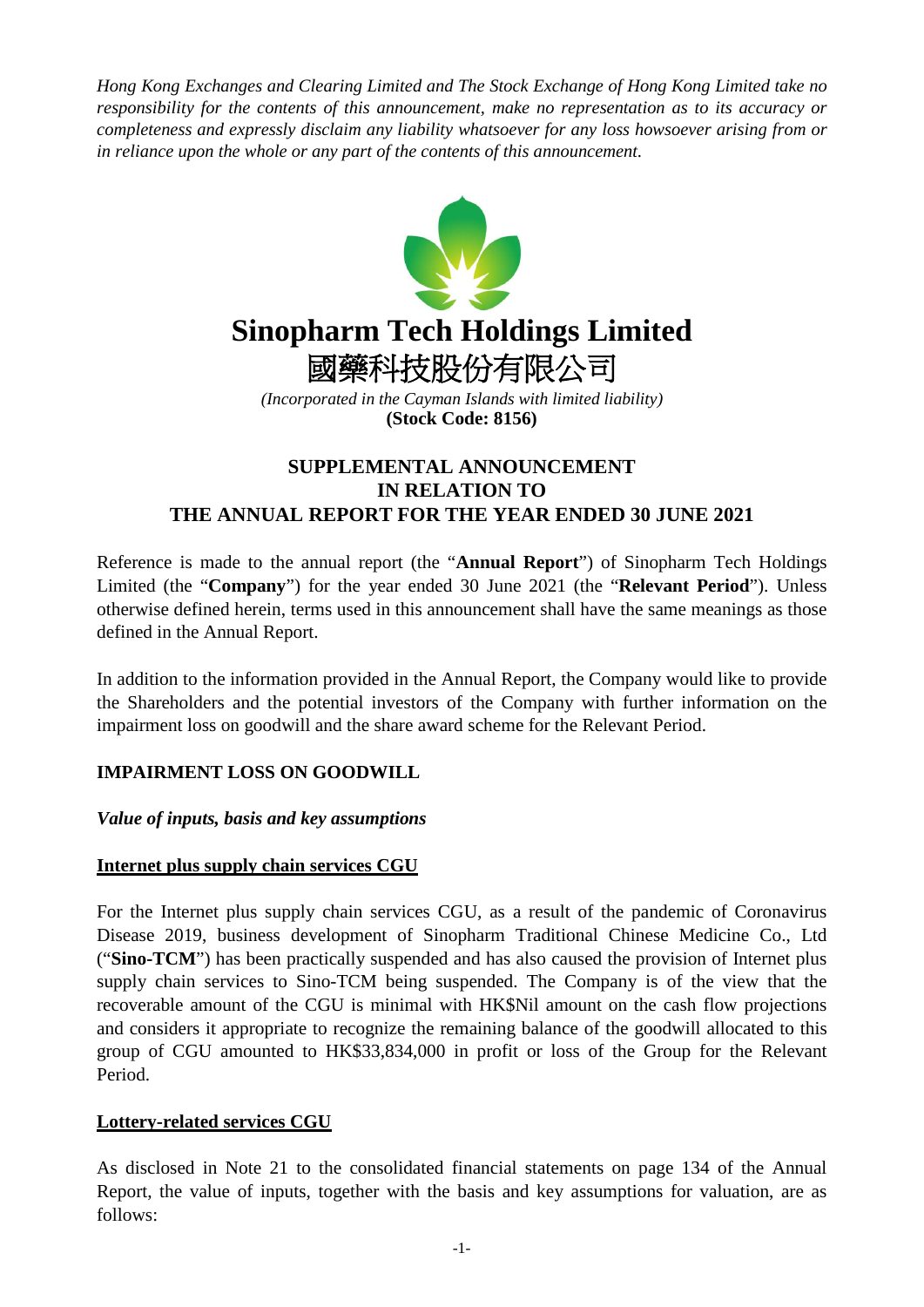*Hong Kong Exchanges and Clearing Limited and The Stock Exchange of Hong Kong Limited take no responsibility for the contents of this announcement, make no representation as to its accuracy or completeness and expressly disclaim any liability whatsoever for any loss howsoever arising from or in reliance upon the whole or any part of the contents of this announcement.*

# Sinopharm Tech Holdings Limited
# 國藥科技股份有限公司

*(Incorporated in the Cayman Islands with limited liability)*
**(Stock Code: 8156)**

## SUPPLEMENTAL ANNOUNCEMENT IN RELATION TO THE ANNUAL REPORT FOR THE YEAR ENDED 30 JUNE 2021

Reference is made to the annual report (the "**Annual Report**") of Sinopharm Tech Holdings Limited (the "**Company**") for the year ended 30 June 2021 (the "**Relevant Period**"). Unless otherwise defined herein, terms used in this announcement shall have the same meanings as those defined in the Annual Report.

In addition to the information provided in the Annual Report, the Company would like to provide the Shareholders and the potential investors of the Company with further information on the impairment loss on goodwill and the share award scheme for the Relevant Period.

### IMPAIRMENT LOSS ON GOODWILL

***Value of inputs, basis and key assumptions***

**Internet plus supply chain services CGU**

For the Internet plus supply chain services CGU, as a result of the pandemic of Coronavirus Disease 2019, business development of Sinopharm Traditional Chinese Medicine Co., Ltd ("**Sino-TCM**") has been practically suspended and has also caused the provision of Internet plus supply chain services to Sino-TCM being suspended. The Company is of the view that the recoverable amount of the CGU is minimal with HK$Nil amount on the cash flow projections and considers it appropriate to recognize the remaining balance of the goodwill allocated to this group of CGU amounted to HK$33,834,000 in profit or loss of the Group for the Relevant Period.

**Lottery-related services CGU**

As disclosed in Note 21 to the consolidated financial statements on page 134 of the Annual Report, the value of inputs, together with the basis and key assumptions for valuation, are as follows: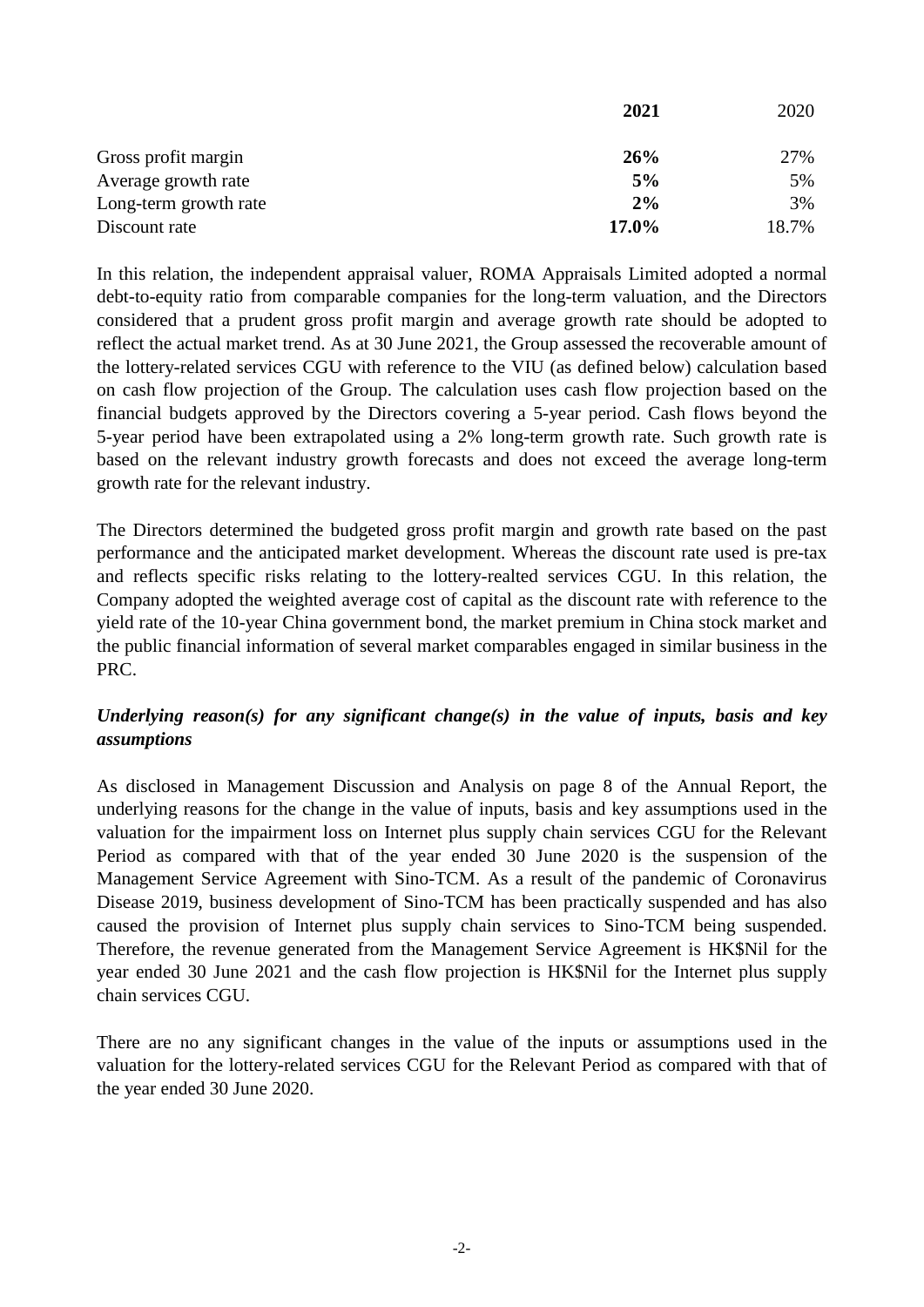| | **2021** | 2020 |
|---|---|---|
| Gross profit margin | **26%** | 27% |
| Average growth rate | **5%** | 5% |
| Long-term growth rate | **2%** | 3% |
| Discount rate | **17.0%** | 18.7% |

In this relation, the independent appraisal valuer, ROMA Appraisals Limited adopted a normal debt-to-equity ratio from comparable companies for the long-term valuation, and the Directors considered that a prudent gross profit margin and average growth rate should be adopted to reflect the actual market trend. As at 30 June 2021, the Group assessed the recoverable amount of the lottery-related services CGU with reference to the VIU (as defined below) calculation based on cash flow projection of the Group. The calculation uses cash flow projection based on the financial budgets approved by the Directors covering a 5-year period. Cash flows beyond the 5-year period have been extrapolated using a 2% long-term growth rate. Such growth rate is based on the relevant industry growth forecasts and does not exceed the average long-term growth rate for the relevant industry.

The Directors determined the budgeted gross profit margin and growth rate based on the past performance and the anticipated market development. Whereas the discount rate used is pre-tax and reflects specific risks relating to the lottery-realted services CGU. In this relation, the Company adopted the weighted average cost of capital as the discount rate with reference to the yield rate of the 10-year China government bond, the market premium in China stock market and the public financial information of several market comparables engaged in similar business in the PRC.

***Underlying reason(s) for any significant change(s) in the value of inputs, basis and key assumptions***

As disclosed in Management Discussion and Analysis on page 8 of the Annual Report, the underlying reasons for the change in the value of inputs, basis and key assumptions used in the valuation for the impairment loss on Internet plus supply chain services CGU for the Relevant Period as compared with that of the year ended 30 June 2020 is the suspension of the Management Service Agreement with Sino-TCM. As a result of the pandemic of Coronavirus Disease 2019, business development of Sino-TCM has been practically suspended and has also caused the provision of Internet plus supply chain services to Sino-TCM being suspended. Therefore, the revenue generated from the Management Service Agreement is HK$Nil for the year ended 30 June 2021 and the cash flow projection is HK$Nil for the Internet plus supply chain services CGU.

There are no any significant changes in the value of the inputs or assumptions used in the valuation for the lottery-related services CGU for the Relevant Period as compared with that of the year ended 30 June 2020.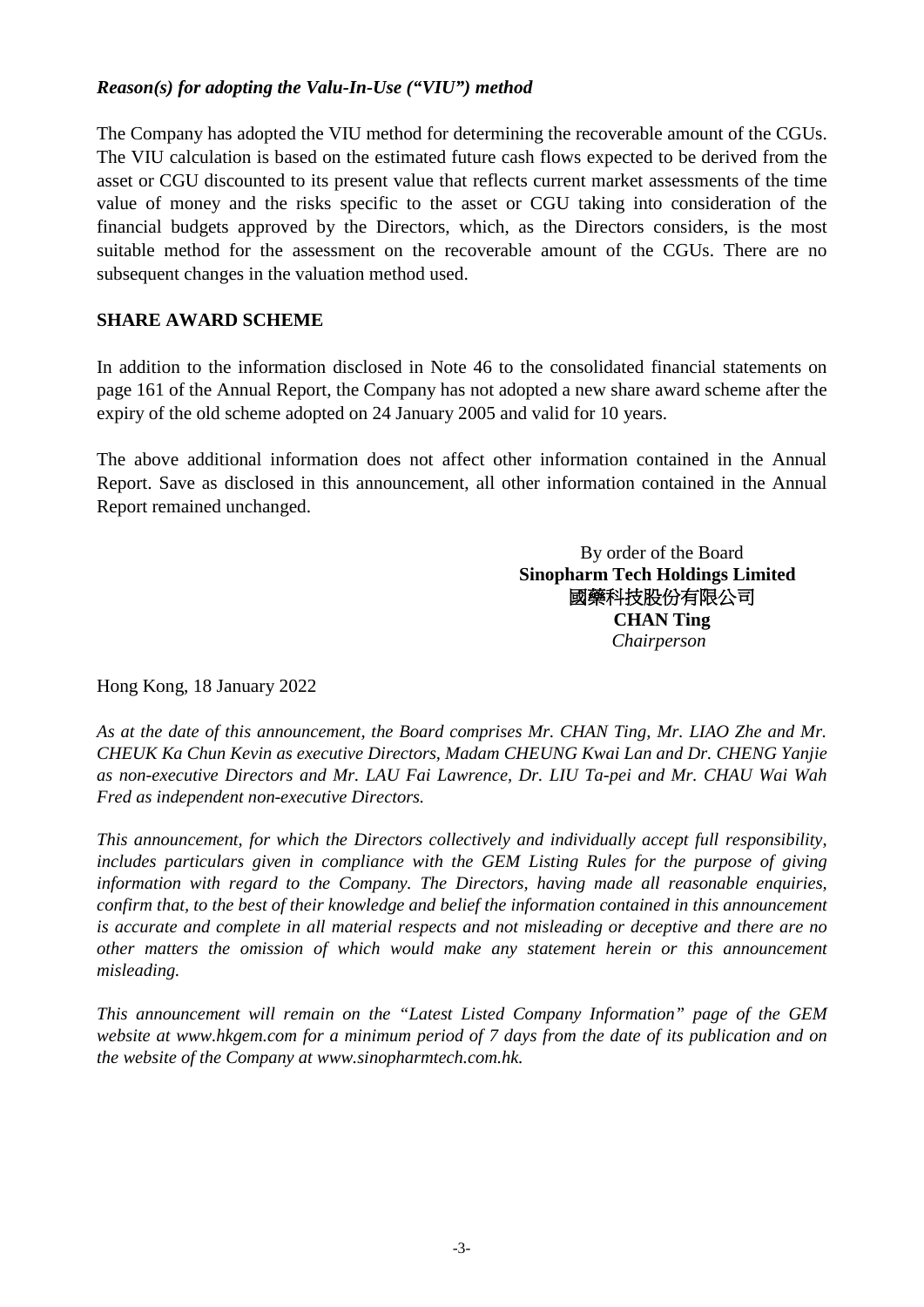*Reason(s) for adopting the Valu-In-Use ("VIU") method*

The Company has adopted the VIU method for determining the recoverable amount of the CGUs. The VIU calculation is based on the estimated future cash flows expected to be derived from the asset or CGU discounted to its present value that reflects current market assessments of the time value of money and the risks specific to the asset or CGU taking into consideration of the financial budgets approved by the Directors, which, as the Directors considers, is the most suitable method for the assessment on the recoverable amount of the CGUs. There are no subsequent changes in the valuation method used.

**SHARE AWARD SCHEME**

In addition to the information disclosed in Note 46 to the consolidated financial statements on page 161 of the Annual Report, the Company has not adopted a new share award scheme after the expiry of the old scheme adopted on 24 January 2005 and valid for 10 years.

The above additional information does not affect other information contained in the Annual Report. Save as disclosed in this announcement, all other information contained in the Annual Report remained unchanged.

By order of the Board
**Sinopharm Tech Holdings Limited**
**國藥科技股份有限公司**
**CHAN Ting**
*Chairperson*

Hong Kong, 18 January 2022

*As at the date of this announcement, the Board comprises Mr. CHAN Ting, Mr. LIAO Zhe and Mr. CHEUK Ka Chun Kevin as executive Directors, Madam CHEUNG Kwai Lan and Dr. CHENG Yanjie as non-executive Directors and Mr. LAU Fai Lawrence, Dr. LIU Ta-pei and Mr. CHAU Wai Wah Fred as independent non-executive Directors.*

*This announcement, for which the Directors collectively and individually accept full responsibility, includes particulars given in compliance with the GEM Listing Rules for the purpose of giving information with regard to the Company. The Directors, having made all reasonable enquiries, confirm that, to the best of their knowledge and belief the information contained in this announcement is accurate and complete in all material respects and not misleading or deceptive and there are no other matters the omission of which would make any statement herein or this announcement misleading.*

*This announcement will remain on the "Latest Listed Company Information" page of the GEM website at www.hkgem.com for a minimum period of 7 days from the date of its publication and on the website of the Company at www.sinopharmtech.com.hk.*